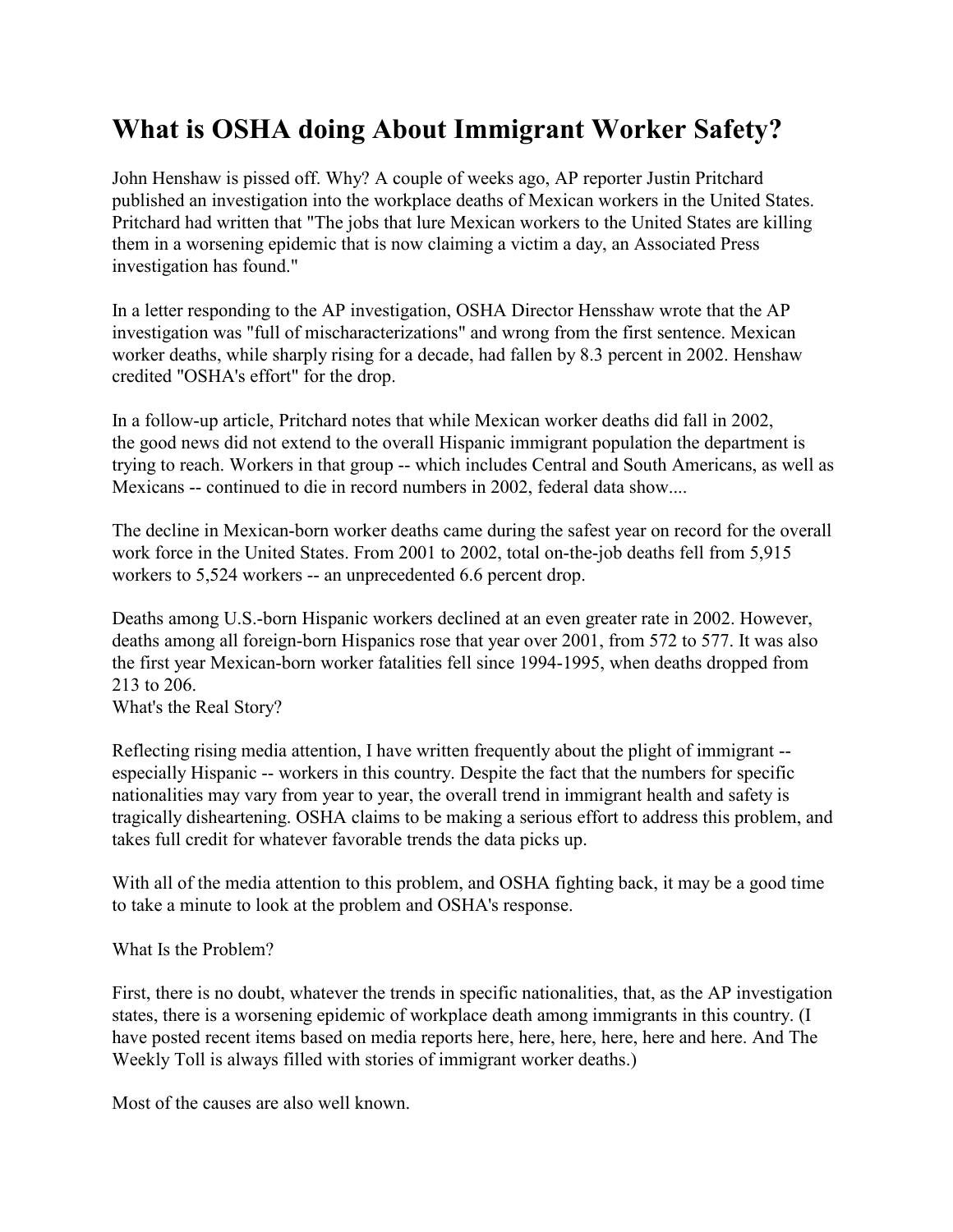# What is OSHA doing About Immigrant Worker Safety?

John Henshaw is pissed off. Why? A couple of weeks ago, AP reporter Justin Pritchard published an investigation into the workplace deaths of Mexican workers in the United States. Pritchard had written that "The jobs that lure Mexican workers to the United States are killing them in a worsening epidemic that is now claiming a victim a day, an Associated Press investigation has found."

In a letter responding to the AP investigation, OSHA Director Hensshaw wrote that the AP investigation was "full of mischaracterizations" and wrong from the first sentence. Mexican worker deaths, while sharply rising for a decade, had fallen by 8.3 percent in 2002. Henshaw credited "OSHA's effort" for the drop.

In a follow-up article, Pritchard notes that while Mexican worker deaths did fall in 2002, the good news did not extend to the overall Hispanic immigrant population the department is trying to reach. Workers in that group -- which includes Central and South Americans, as well as Mexicans -- continued to die in record numbers in 2002, federal data show....

The decline in Mexican-born worker deaths came during the safest year on record for the overall work force in the United States. From 2001 to 2002, total on-the-job deaths fell from 5,915 workers to 5,524 workers -- an unprecedented 6.6 percent drop.

Deaths among U.S.-born Hispanic workers declined at an even greater rate in 2002. However, deaths among all foreign-born Hispanics rose that year over 2001, from 572 to 577. It was also the first year Mexican-born worker fatalities fell since 1994-1995, when deaths dropped from 213 to 206.

What's the Real Story?

Reflecting rising media attention, I have written frequently about the plight of immigrant -- especially Hispanic -- workers in this country. Despite the fact that the numbers for specific nationalities may vary from year to year, the overall trend in immigrant health and safety is tragically disheartening. OSHA claims to be making a serious effort to address this problem, and takes full credit for whatever favorable trends the data picks up.

With all of the media attention to this problem, and OSHA fighting back, it may be a good time to take a minute to look at the problem and OSHA's response.

What Is the Problem?

First, there is no doubt, whatever the trends in specific nationalities, that, as the AP investigation states, there is a worsening epidemic of workplace death among immigrants in this country. (I have posted recent items based on media reports here, here, here, here, here and here. And The Weekly Toll is always filled with stories of immigrant worker deaths.)

Most of the causes are also well known.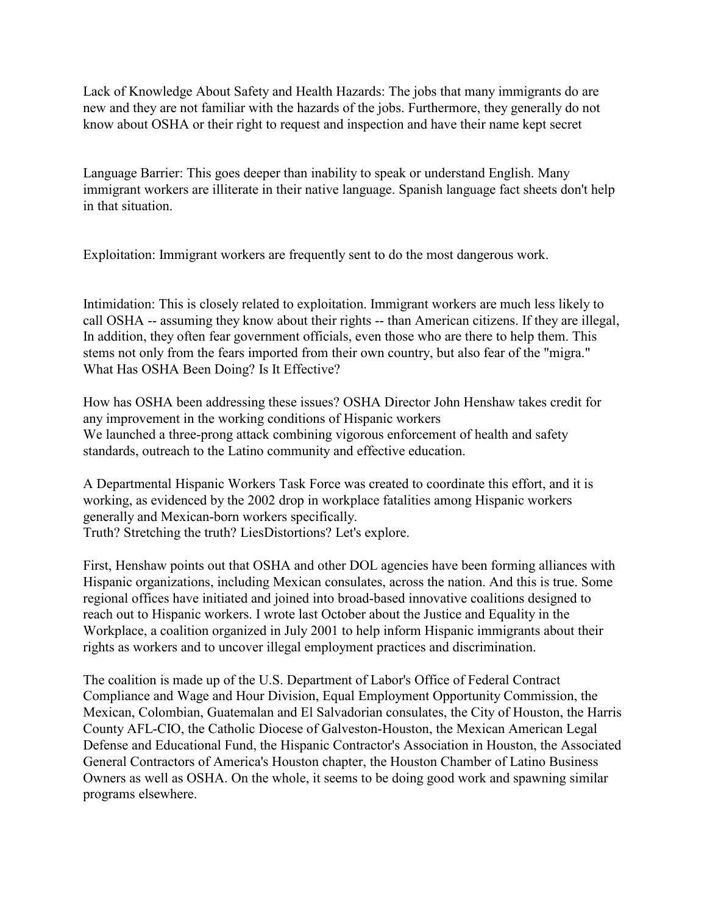Lack of Knowledge About Safety and Health Hazards: The jobs that many immigrants do are new and they are not familiar with the hazards of the jobs. Furthermore, they generally do not know about OSHA or their right to request and inspection and have their name kept secret

Language Barrier: This goes deeper than inability to speak or understand English. Many immigrant workers are illiterate in their native language. Spanish language fact sheets don't help in that situation.

Exploitation: Immigrant workers are frequently sent to do the most dangerous work.

Intimidation: This is closely related to exploitation. Immigrant workers are much less likely to call OSHA -- assuming they know about their rights -- than American citizens. If they are illegal, In addition, they often fear government officials, even those who are there to help them. This stems not only from the fears imported from their own country, but also fear of the "migra."

## What Has OSHA Been Doing? Is It Effective?

How has OSHA been addressing these issues? OSHA Director John Henshaw takes credit for any improvement in the working conditions of Hispanic workers

We launched a three-prong attack combining vigorous enforcement of health and safety standards, outreach to the Latino community and effective education.

A Departmental Hispanic Workers Task Force was created to coordinate this effort, and it is working, as evidenced by the 2002 drop in workplace fatalities among Hispanic workers generally and Mexican-born workers specifically.

Truth? Stretching the truth? LiesDistortions? Let's explore.

First, Henshaw points out that OSHA and other DOL agencies have been forming alliances with Hispanic organizations, including Mexican consulates, across the nation. And this is true. Some regional offices have initiated and joined into broad-based innovative coalitions designed to reach out to Hispanic workers. I wrote last October about the Justice and Equality in the Workplace, a coalition organized in July 2001 to help inform Hispanic immigrants about their rights as workers and to uncover illegal employment practices and discrimination.

The coalition is made up of the U.S. Department of Labor's Office of Federal Contract Compliance and Wage and Hour Division, Equal Employment Opportunity Commission, the Mexican, Colombian, Guatemalan and El Salvadorian consulates, the City of Houston, the Harris County AFL-CIO, the Catholic Diocese of Galveston-Houston, the Mexican American Legal Defense and Educational Fund, the Hispanic Contractor's Association in Houston, the Associated General Contractors of America's Houston chapter, the Houston Chamber of Latino Business Owners as well as OSHA. On the whole, it seems to be doing good work and spawning similar programs elsewhere.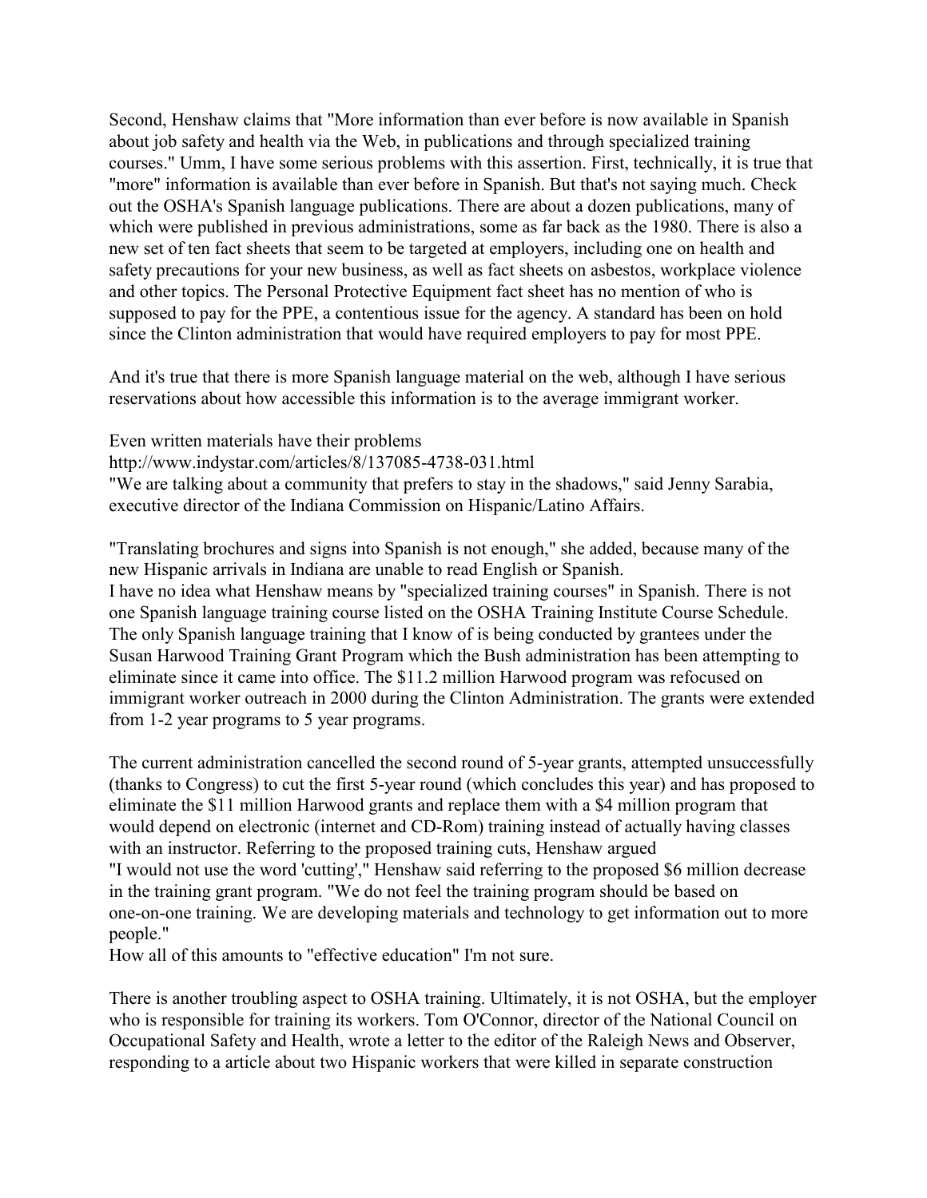Second, Henshaw claims that "More information than ever before is now available in Spanish about job safety and health via the Web, in publications and through specialized training courses." Umm, I have some serious problems with this assertion. First, technically, it is true that "more" information is available than ever before in Spanish. But that's not saying much. Check out the OSHA's Spanish language publications. There are about a dozen publications, many of which were published in previous administrations, some as far back as the 1980. There is also a new set of ten fact sheets that seem to be targeted at employers, including one on health and safety precautions for your new business, as well as fact sheets on asbestos, workplace violence and other topics. The Personal Protective Equipment fact sheet has no mention of who is supposed to pay for the PPE, a contentious issue for the agency. A standard has been on hold since the Clinton administration that would have required employers to pay for most PPE.

And it's true that there is more Spanish language material on the web, although I have serious reservations about how accessible this information is to the average immigrant worker.

Even written materials have their problems
http://www.indystar.com/articles/8/137085-4738-031.html
"We are talking about a community that prefers to stay in the shadows," said Jenny Sarabia, executive director of the Indiana Commission on Hispanic/Latino Affairs.

"Translating brochures and signs into Spanish is not enough," she added, because many of the new Hispanic arrivals in Indiana are unable to read English or Spanish.
I have no idea what Henshaw means by "specialized training courses" in Spanish. There is not one Spanish language training course listed on the OSHA Training Institute Course Schedule. The only Spanish language training that I know of is being conducted by grantees under the Susan Harwood Training Grant Program which the Bush administration has been attempting to eliminate since it came into office. The $11.2 million Harwood program was refocused on immigrant worker outreach in 2000 during the Clinton Administration. The grants were extended from 1-2 year programs to 5 year programs.

The current administration cancelled the second round of 5-year grants, attempted unsuccessfully (thanks to Congress) to cut the first 5-year round (which concludes this year) and has proposed to eliminate the $11 million Harwood grants and replace them with a $4 million program that would depend on electronic (internet and CD-Rom) training instead of actually having classes with an instructor. Referring to the proposed training cuts, Henshaw argued
"I would not use the word 'cutting'," Henshaw said referring to the proposed $6 million decrease in the training grant program. "We do not feel the training program should be based on one-on-one training. We are developing materials and technology to get information out to more people."
How all of this amounts to "effective education" I'm not sure.

There is another troubling aspect to OSHA training. Ultimately, it is not OSHA, but the employer who is responsible for training its workers. Tom O'Connor, director of the National Council on Occupational Safety and Health, wrote a letter to the editor of the Raleigh News and Observer, responding to a article about two Hispanic workers that were killed in separate construction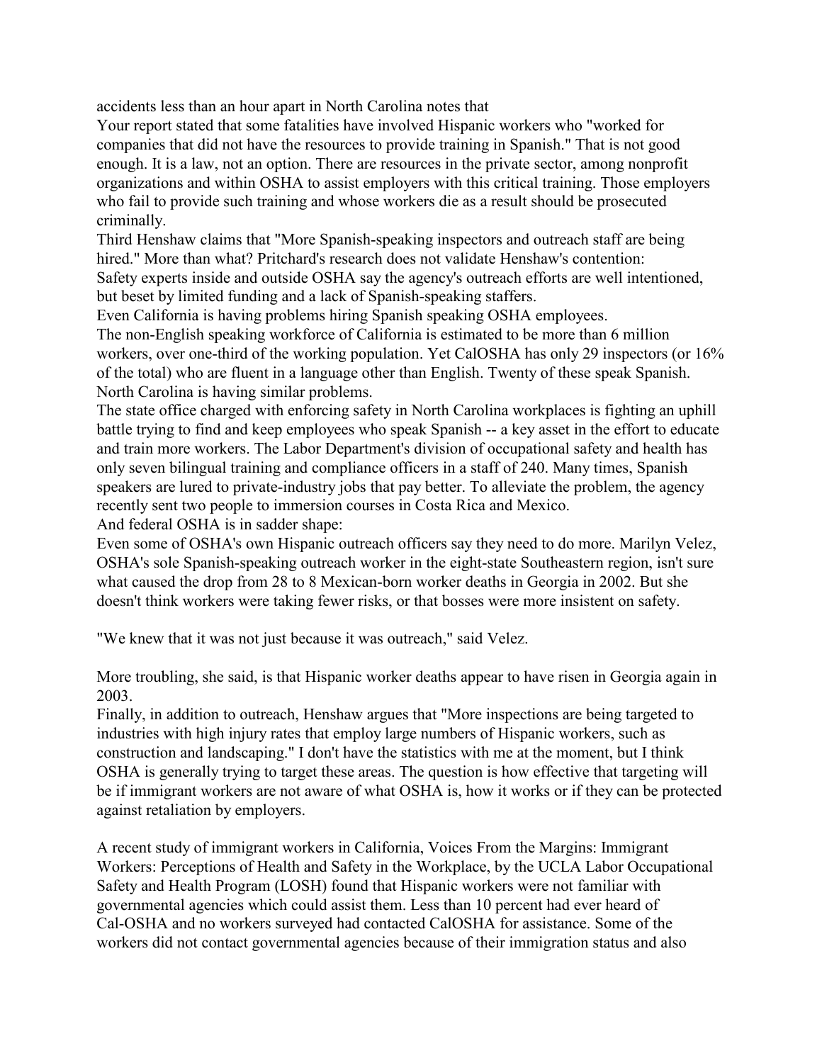accidents less than an hour apart in North Carolina notes that

Your report stated that some fatalities have involved Hispanic workers who "worked for companies that did not have the resources to provide training in Spanish." That is not good enough. It is a law, not an option. There are resources in the private sector, among nonprofit organizations and within OSHA to assist employers with this critical training. Those employers who fail to provide such training and whose workers die as a result should be prosecuted criminally.

Third Henshaw claims that "More Spanish-speaking inspectors and outreach staff are being hired." More than what? Pritchard's research does not validate Henshaw's contention:

Safety experts inside and outside OSHA say the agency's outreach efforts are well intentioned, but beset by limited funding and a lack of Spanish-speaking staffers.

Even California is having problems hiring Spanish speaking OSHA employees.

The non-English speaking workforce of California is estimated to be more than 6 million workers, over one-third of the working population. Yet CalOSHA has only 29 inspectors (or 16% of the total) who are fluent in a language other than English. Twenty of these speak Spanish.

North Carolina is having similar problems.

The state office charged with enforcing safety in North Carolina workplaces is fighting an uphill battle trying to find and keep employees who speak Spanish -- a key asset in the effort to educate and train more workers. The Labor Department's division of occupational safety and health has only seven bilingual training and compliance officers in a staff of 240. Many times, Spanish speakers are lured to private-industry jobs that pay better. To alleviate the problem, the agency recently sent two people to immersion courses in Costa Rica and Mexico.

And federal OSHA is in sadder shape:

Even some of OSHA's own Hispanic outreach officers say they need to do more. Marilyn Velez, OSHA's sole Spanish-speaking outreach worker in the eight-state Southeastern region, isn't sure what caused the drop from 28 to 8 Mexican-born worker deaths in Georgia in 2002. But she doesn't think workers were taking fewer risks, or that bosses were more insistent on safety.

"We knew that it was not just because it was outreach," said Velez.

More troubling, she said, is that Hispanic worker deaths appear to have risen in Georgia again in 2003.

Finally, in addition to outreach, Henshaw argues that "More inspections are being targeted to industries with high injury rates that employ large numbers of Hispanic workers, such as construction and landscaping." I don't have the statistics with me at the moment, but I think OSHA is generally trying to target these areas. The question is how effective that targeting will be if immigrant workers are not aware of what OSHA is, how it works or if they can be protected against retaliation by employers.

A recent study of immigrant workers in California, Voices From the Margins: Immigrant Workers: Perceptions of Health and Safety in the Workplace, by the UCLA Labor Occupational Safety and Health Program (LOSH) found that Hispanic workers were not familiar with governmental agencies which could assist them. Less than 10 percent had ever heard of Cal-OSHA and no workers surveyed had contacted CalOSHA for assistance. Some of the workers did not contact governmental agencies because of their immigration status and also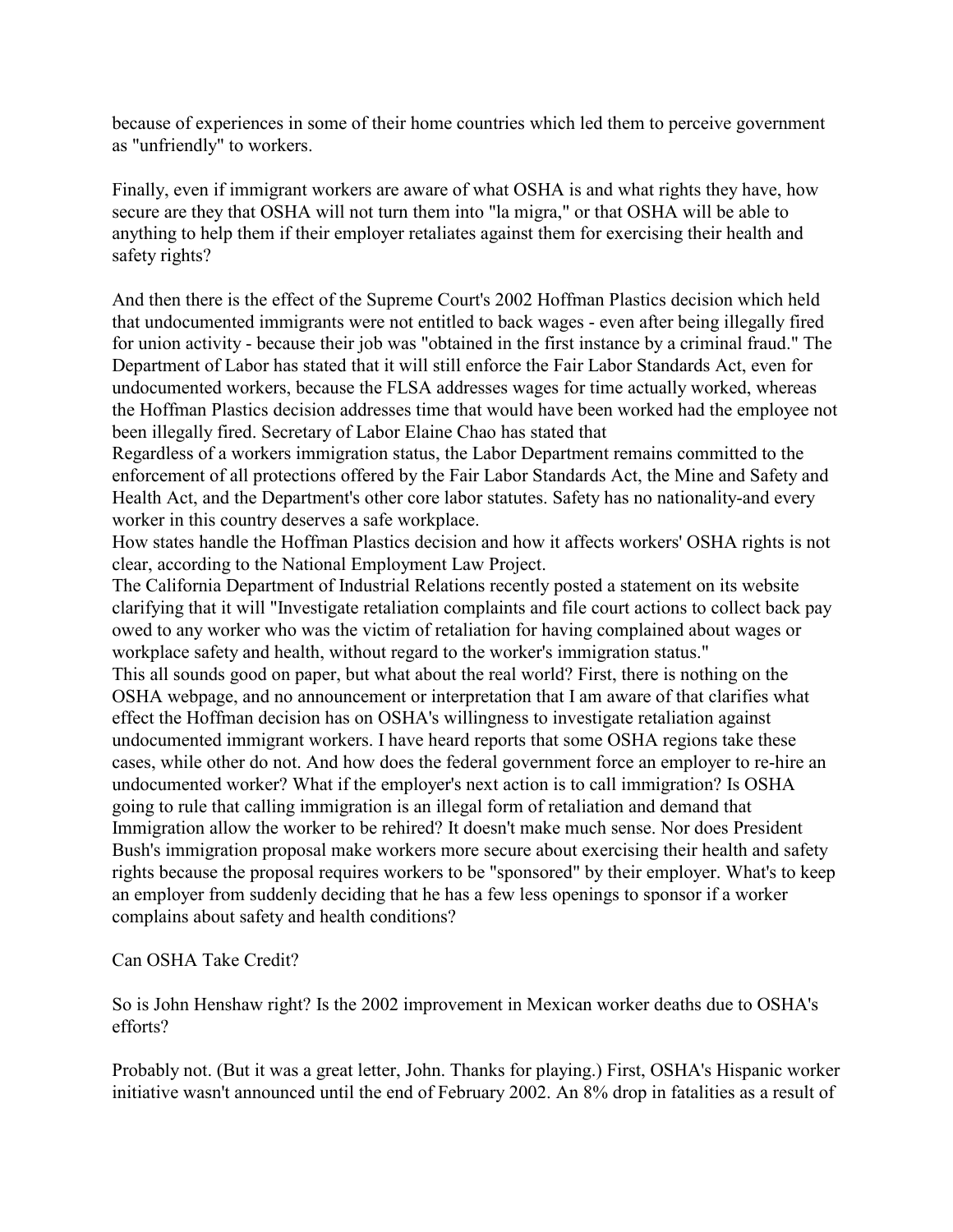because of experiences in some of their home countries which led them to perceive government as "unfriendly" to workers.

Finally, even if immigrant workers are aware of what OSHA is and what rights they have, how secure are they that OSHA will not turn them into "la migra," or that OSHA will be able to anything to help them if their employer retaliates against them for exercising their health and safety rights?

And then there is the effect of the Supreme Court's 2002 Hoffman Plastics decision which held that undocumented immigrants were not entitled to back wages - even after being illegally fired for union activity - because their job was "obtained in the first instance by a criminal fraud." The Department of Labor has stated that it will still enforce the Fair Labor Standards Act, even for undocumented workers, because the FLSA addresses wages for time actually worked, whereas the Hoffman Plastics decision addresses time that would have been worked had the employee not been illegally fired. Secretary of Labor Elaine Chao has stated that

Regardless of a workers immigration status, the Labor Department remains committed to the enforcement of all protections offered by the Fair Labor Standards Act, the Mine and Safety and Health Act, and the Department's other core labor statutes. Safety has no nationality-and every worker in this country deserves a safe workplace.

How states handle the Hoffman Plastics decision and how it affects workers' OSHA rights is not clear, according to the National Employment Law Project.

The California Department of Industrial Relations recently posted a statement on its website clarifying that it will "Investigate retaliation complaints and file court actions to collect back pay owed to any worker who was the victim of retaliation for having complained about wages or workplace safety and health, without regard to the worker's immigration status."

This all sounds good on paper, but what about the real world? First, there is nothing on the OSHA webpage, and no announcement or interpretation that I am aware of that clarifies what effect the Hoffman decision has on OSHA's willingness to investigate retaliation against undocumented immigrant workers. I have heard reports that some OSHA regions take these cases, while other do not. And how does the federal government force an employer to re-hire an undocumented worker? What if the employer's next action is to call immigration? Is OSHA going to rule that calling immigration is an illegal form of retaliation and demand that Immigration allow the worker to be rehired? It doesn't make much sense. Nor does President Bush's immigration proposal make workers more secure about exercising their health and safety rights because the proposal requires workers to be "sponsored" by their employer. What's to keep an employer from suddenly deciding that he has a few less openings to sponsor if a worker complains about safety and health conditions?

## Can OSHA Take Credit?

So is John Henshaw right? Is the 2002 improvement in Mexican worker deaths due to OSHA's efforts?

Probably not. (But it was a great letter, John. Thanks for playing.) First, OSHA's Hispanic worker initiative wasn't announced until the end of February 2002. An 8% drop in fatalities as a result of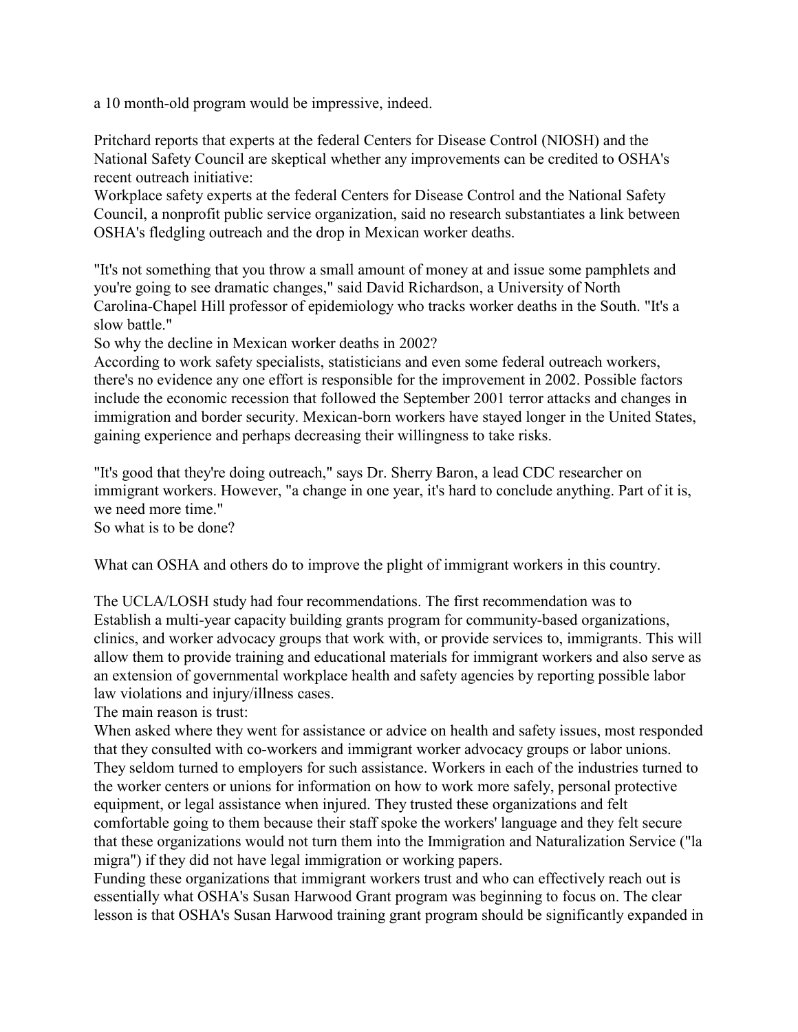a 10 month-old program would be impressive, indeed.

Pritchard reports that experts at the federal Centers for Disease Control (NIOSH) and the National Safety Council are skeptical whether any improvements can be credited to OSHA's recent outreach initiative:

Workplace safety experts at the federal Centers for Disease Control and the National Safety Council, a nonprofit public service organization, said no research substantiates a link between OSHA's fledgling outreach and the drop in Mexican worker deaths.

"It's not something that you throw a small amount of money at and issue some pamphlets and you're going to see dramatic changes," said David Richardson, a University of North Carolina-Chapel Hill professor of epidemiology who tracks worker deaths in the South. "It's a slow battle."

So why the decline in Mexican worker deaths in 2002?

According to work safety specialists, statisticians and even some federal outreach workers, there's no evidence any one effort is responsible for the improvement in 2002. Possible factors include the economic recession that followed the September 2001 terror attacks and changes in immigration and border security. Mexican-born workers have stayed longer in the United States, gaining experience and perhaps decreasing their willingness to take risks.

"It's good that they're doing outreach," says Dr. Sherry Baron, a lead CDC researcher on immigrant workers. However, "a change in one year, it's hard to conclude anything. Part of it is, we need more time."

So what is to be done?

What can OSHA and others do to improve the plight of immigrant workers in this country.

The UCLA/LOSH study had four recommendations. The first recommendation was to Establish a multi-year capacity building grants program for community-based organizations, clinics, and worker advocacy groups that work with, or provide services to, immigrants. This will allow them to provide training and educational materials for immigrant workers and also serve as an extension of governmental workplace health and safety agencies by reporting possible labor law violations and injury/illness cases.

The main reason is trust:

When asked where they went for assistance or advice on health and safety issues, most responded that they consulted with co-workers and immigrant worker advocacy groups or labor unions. They seldom turned to employers for such assistance. Workers in each of the industries turned to the worker centers or unions for information on how to work more safely, personal protective equipment, or legal assistance when injured. They trusted these organizations and felt comfortable going to them because their staff spoke the workers' language and they felt secure that these organizations would not turn them into the Immigration and Naturalization Service ("la migra") if they did not have legal immigration or working papers.

Funding these organizations that immigrant workers trust and who can effectively reach out is essentially what OSHA's Susan Harwood Grant program was beginning to focus on. The clear lesson is that OSHA's Susan Harwood training grant program should be significantly expanded in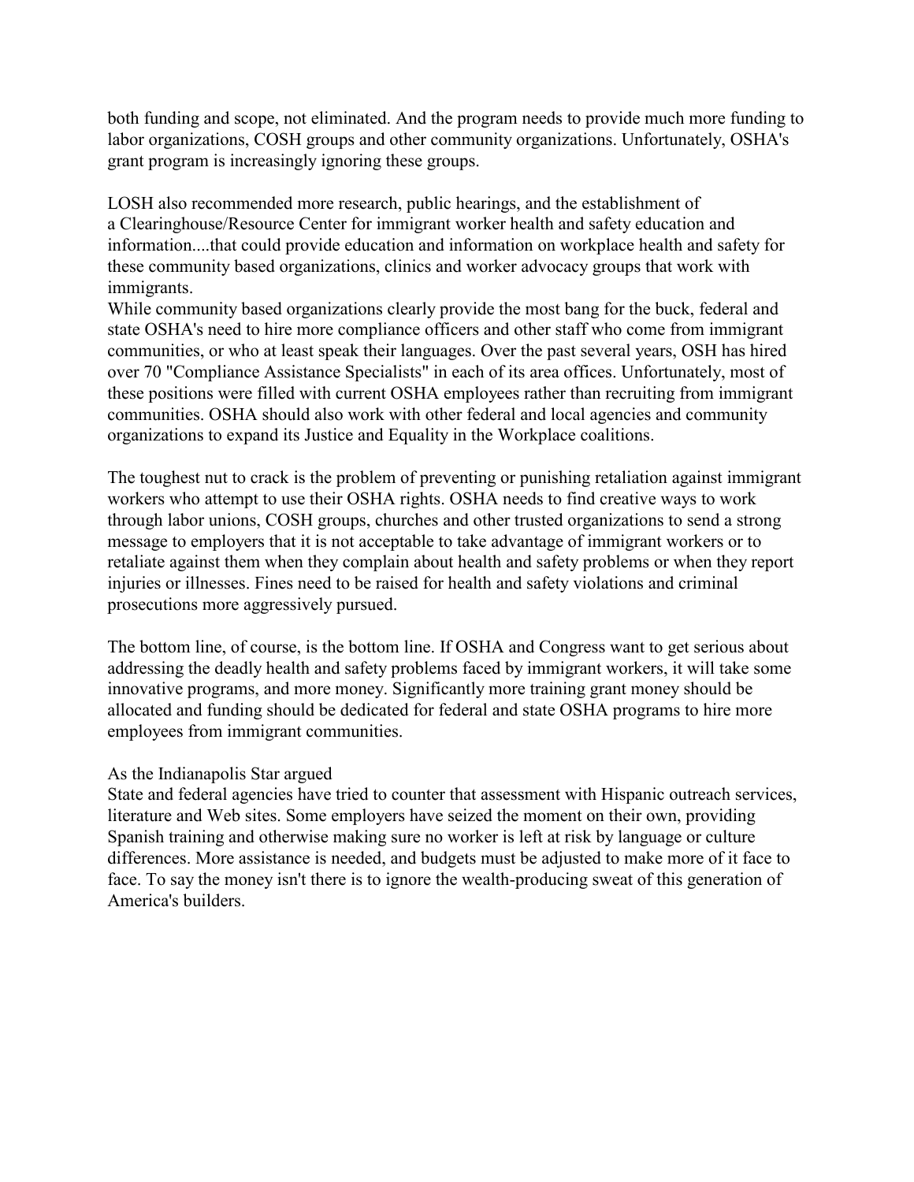both funding and scope, not eliminated. And the program needs to provide much more funding to labor organizations, COSH groups and other community organizations. Unfortunately, OSHA's grant program is increasingly ignoring these groups.

LOSH also recommended more research, public hearings, and the establishment of a Clearinghouse/Resource Center for immigrant worker health and safety education and information....that could provide education and information on workplace health and safety for these community based organizations, clinics and worker advocacy groups that work with immigrants.

While community based organizations clearly provide the most bang for the buck, federal and state OSHA's need to hire more compliance officers and other staff who come from immigrant communities, or who at least speak their languages. Over the past several years, OSH has hired over 70 "Compliance Assistance Specialists" in each of its area offices. Unfortunately, most of these positions were filled with current OSHA employees rather than recruiting from immigrant communities. OSHA should also work with other federal and local agencies and community organizations to expand its Justice and Equality in the Workplace coalitions.

The toughest nut to crack is the problem of preventing or punishing retaliation against immigrant workers who attempt to use their OSHA rights. OSHA needs to find creative ways to work through labor unions, COSH groups, churches and other trusted organizations to send a strong message to employers that it is not acceptable to take advantage of immigrant workers or to retaliate against them when they complain about health and safety problems or when they report injuries or illnesses. Fines need to be raised for health and safety violations and criminal prosecutions more aggressively pursued.

The bottom line, of course, is the bottom line. If OSHA and Congress want to get serious about addressing the deadly health and safety problems faced by immigrant workers, it will take some innovative programs, and more money. Significantly more training grant money should be allocated and funding should be dedicated for federal and state OSHA programs to hire more employees from immigrant communities.

As the Indianapolis Star argued

State and federal agencies have tried to counter that assessment with Hispanic outreach services, literature and Web sites. Some employers have seized the moment on their own, providing Spanish training and otherwise making sure no worker is left at risk by language or culture differences. More assistance is needed, and budgets must be adjusted to make more of it face to face. To say the money isn't there is to ignore the wealth-producing sweat of this generation of America's builders.